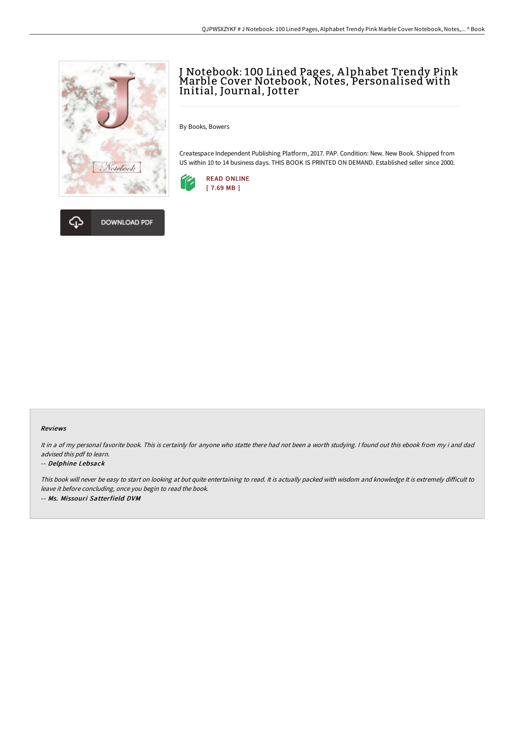# J Notebook: 100 Lined Pages, Alphabet Trendy Pink Marble Cover Notebook, Notes, Personalised with Initial, Journal, Jotter

By Books, Bowers

Createspace Independent Publishing Platform, 2017. PAP. Condition: New. New Book. Shipped from US within 10 to 14 business days. THIS BOOK IS PRINTED ON DEMAND. Established seller since 2000.

READ ONLINE
[ 7.69 MB ]

DOWNLOAD PDF

## Reviews

*It in a of my personal favorite book. This is certainly for anyone who statte there had not been a worth studying. I found out this ebook from my i and dad advised this pdf to learn.*

*-- Delphine Lebsack*

*This book will never be easy to start on looking at but quite entertaining to read. It is actually packed with wisdom and knowledge It is extremely difficult to leave it before concluding, once you begin to read the book.*

*-- Ms. Missouri Satterfield DVM*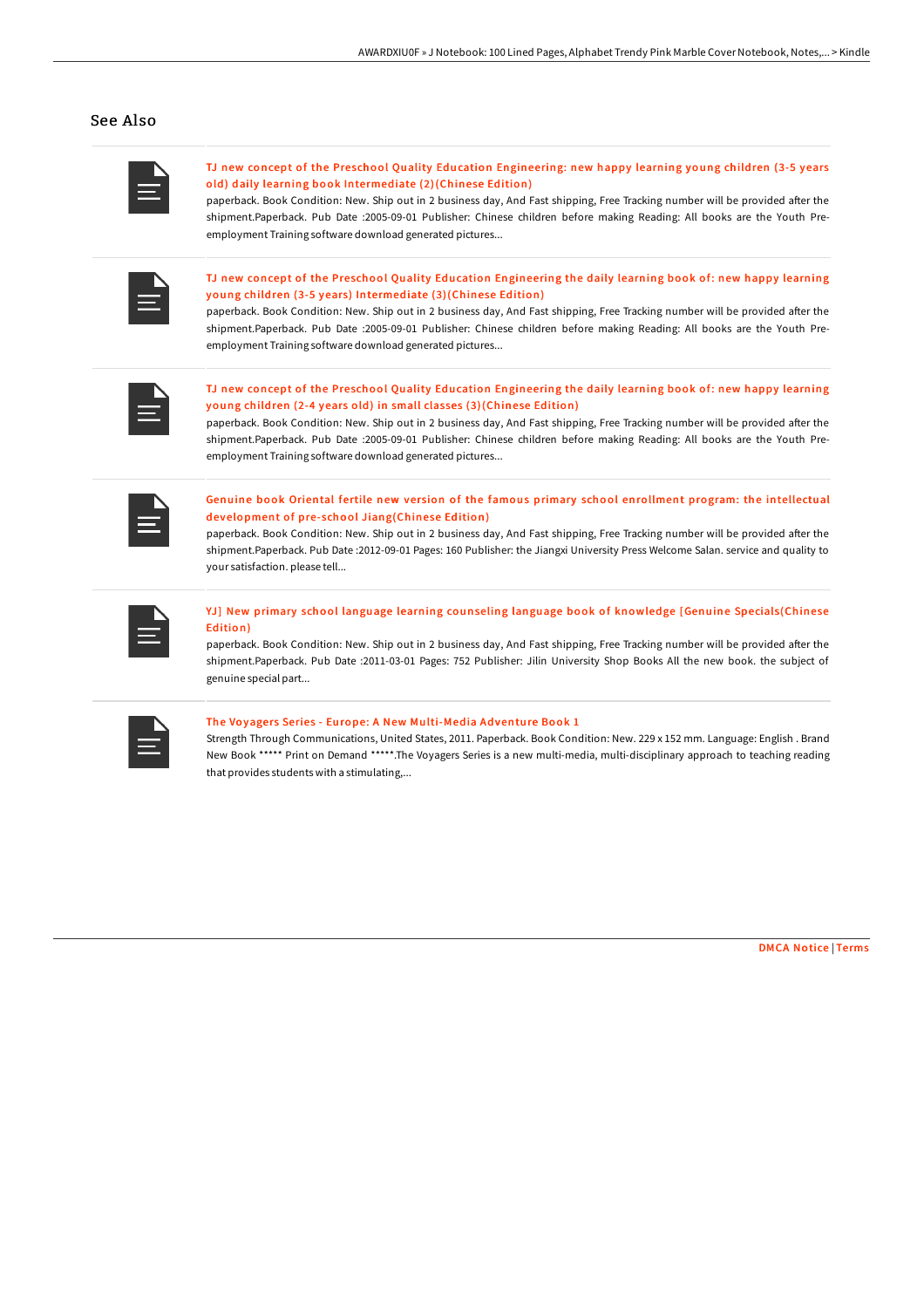## See Also

**TJ new concept of the Preschool Quality Education Engineering: new happy learning young children (3-5 years old) daily learning book Intermediate (2)(Chinese Edition)**

paperback. Book Condition: New. Ship out in 2 business day, And Fast shipping, Free Tracking number will be provided after the shipment.Paperback. Pub Date :2005-09-01 Publisher: Chinese children before making Reading: All books are the Youth Pre-employment Training software download generated pictures...

**TJ new concept of the Preschool Quality Education Engineering the daily learning book of: new happy learning young children (3-5 years) Intermediate (3)(Chinese Edition)**

paperback. Book Condition: New. Ship out in 2 business day, And Fast shipping, Free Tracking number will be provided after the shipment.Paperback. Pub Date :2005-09-01 Publisher: Chinese children before making Reading: All books are the Youth Pre-employment Training software download generated pictures...

**TJ new concept of the Preschool Quality Education Engineering the daily learning book of: new happy learning young children (2-4 years old) in small classes (3)(Chinese Edition)**

paperback. Book Condition: New. Ship out in 2 business day, And Fast shipping, Free Tracking number will be provided after the shipment.Paperback. Pub Date :2005-09-01 Publisher: Chinese children before making Reading: All books are the Youth Pre-employment Training software download generated pictures...

**Genuine book Oriental fertile new version of the famous primary school enrollment program: the intellectual development of pre-school Jiang(Chinese Edition)**

paperback. Book Condition: New. Ship out in 2 business day, And Fast shipping, Free Tracking number will be provided after the shipment.Paperback. Pub Date :2012-09-01 Pages: 160 Publisher: the Jiangxi University Press Welcome Salan. service and quality to your satisfaction. please tell...

**YJ] New primary school language learning counseling language book of knowledge [Genuine Specials(Chinese Edition)**

paperback. Book Condition: New. Ship out in 2 business day, And Fast shipping, Free Tracking number will be provided after the shipment.Paperback. Pub Date :2011-03-01 Pages: 752 Publisher: Jilin University Shop Books All the new book. the subject of genuine special part...

**The Voyagers Series - Europe: A New Multi-Media Adventure Book 1**

Strength Through Communications, United States, 2011. Paperback. Book Condition: New. 229 x 152 mm. Language: English . Brand New Book ***** Print on Demand *****.The Voyagers Series is a new multi-media, multi-disciplinary approach to teaching reading that provides students with a stimulating,...